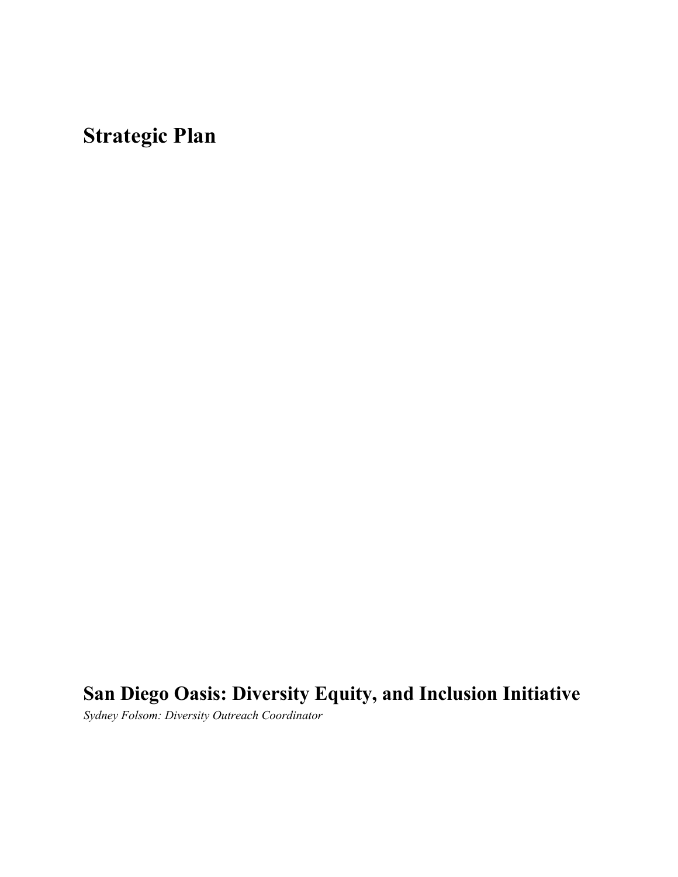# Strategic Plan

## San Diego Oasis: Diversity Equity, and Inclusion Initiative

*Sydney Folsom: Diversity Outreach Coordinator*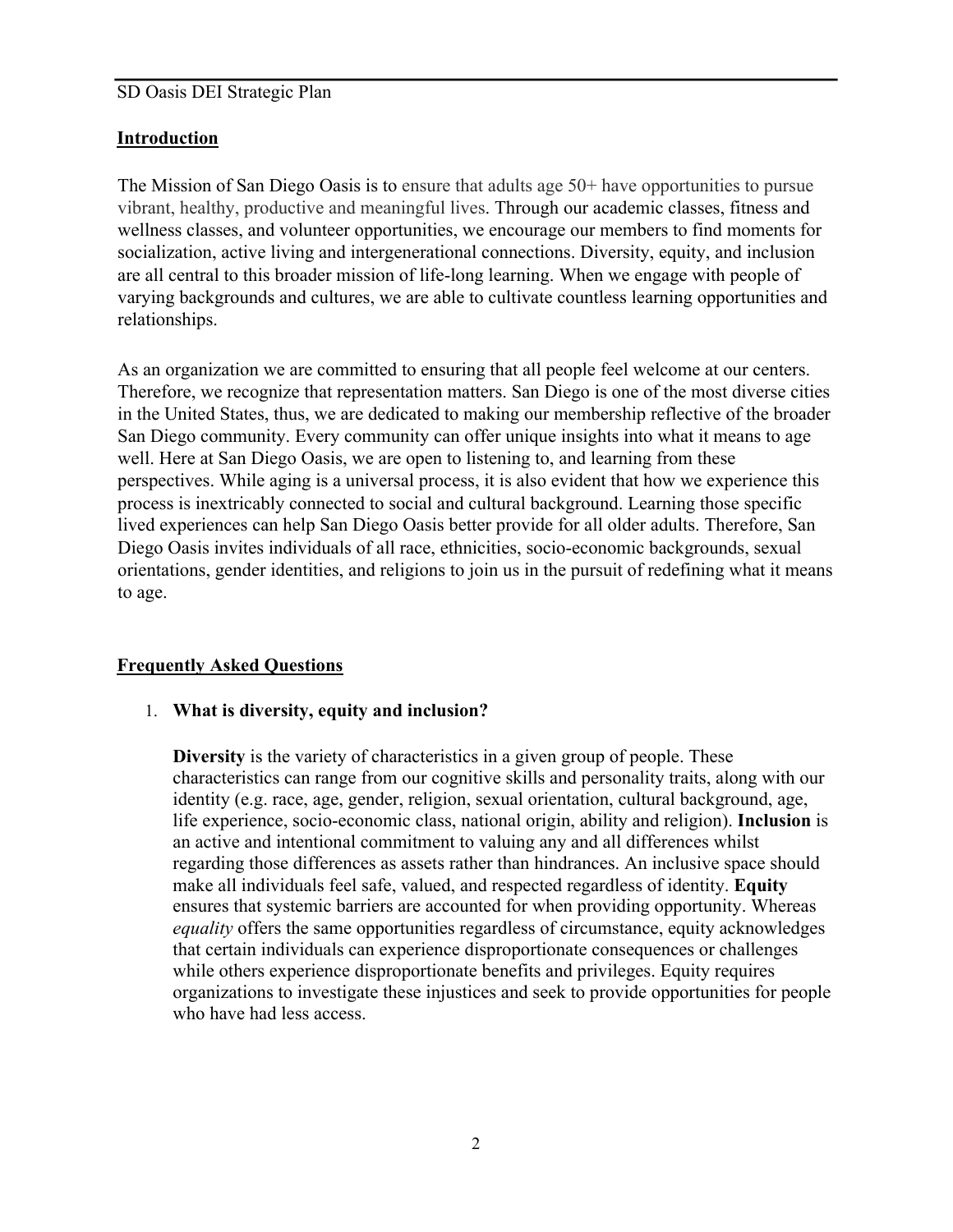## Introduction

The Mission of San Diego Oasis is to ensure that adults age 50+ have opportunities to pursue vibrant, healthy, productive and meaningful lives. Through our academic classes, fitness and wellness classes, and volunteer opportunities, we encourage our members to find moments for socialization, active living and intergenerational connections. Diversity, equity, and inclusion are all central to this broader mission of life-long learning. When we engage with people of varying backgrounds and cultures, we are able to cultivate countless learning opportunities and relationships.

As an organization we are committed to ensuring that all people feel welcome at our centers. Therefore, we recognize that representation matters. San Diego is one of the most diverse cities in the United States, thus, we are dedicated to making our membership reflective of the broader San Diego community. Every community can offer unique insights into what it means to age well. Here at San Diego Oasis, we are open to listening to, and learning from these perspectives. While aging is a universal process, it is also evident that how we experience this process is inextricably connected to social and cultural background. Learning those specific lived experiences can help San Diego Oasis better provide for all older adults. Therefore, San Diego Oasis invites individuals of all race, ethnicities, socio-economic backgrounds, sexual orientations, gender identities, and religions to join us in the pursuit of redefining what it means to age.

## Frequently Asked Questions

1. **What is diversity, equity and inclusion?**

   **Diversity** is the variety of characteristics in a given group of people. These characteristics can range from our cognitive skills and personality traits, along with our identity (e.g. race, age, gender, religion, sexual orientation, cultural background, age, life experience, socio-economic class, national origin, ability and religion). **Inclusion** is an active and intentional commitment to valuing any and all differences whilst regarding those differences as assets rather than hindrances. An inclusive space should make all individuals feel safe, valued, and respected regardless of identity. **Equity** ensures that systemic barriers are accounted for when providing opportunity. Whereas *equality* offers the same opportunities regardless of circumstance, equity acknowledges that certain individuals can experience disproportionate consequences or challenges while others experience disproportionate benefits and privileges. Equity requires organizations to investigate these injustices and seek to provide opportunities for people who have had less access.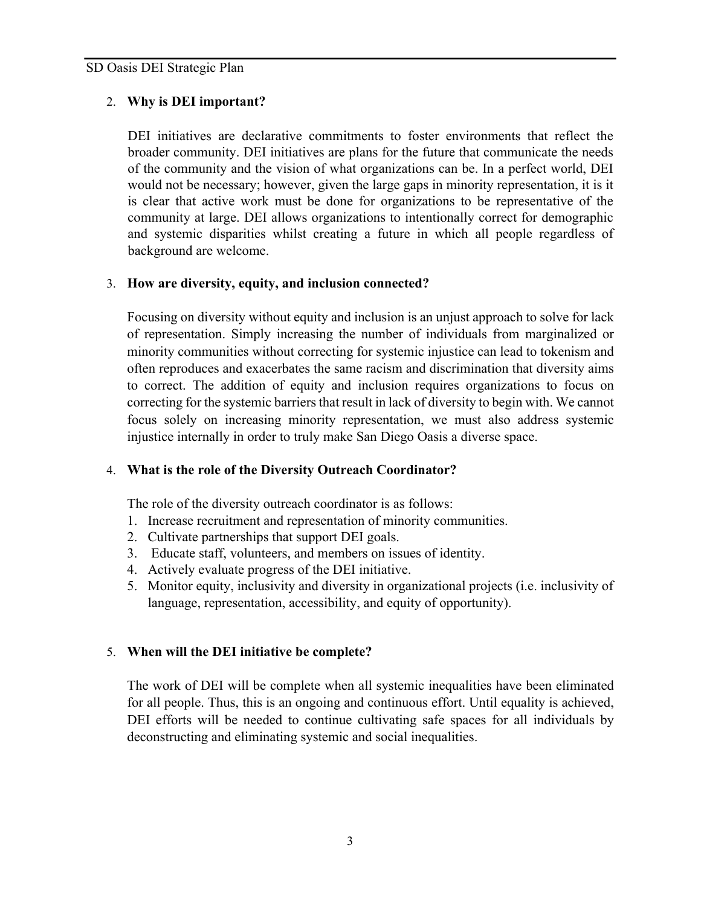2. **Why is DEI important?**

   DEI initiatives are declarative commitments to foster environments that reflect the broader community. DEI initiatives are plans for the future that communicate the needs of the community and the vision of what organizations can be. In a perfect world, DEI would not be necessary; however, given the large gaps in minority representation, it is it is clear that active work must be done for organizations to be representative of the community at large. DEI allows organizations to intentionally correct for demographic and systemic disparities whilst creating a future in which all people regardless of background are welcome.

3. **How are diversity, equity, and inclusion connected?**

   Focusing on diversity without equity and inclusion is an unjust approach to solve for lack of representation. Simply increasing the number of individuals from marginalized or minority communities without correcting for systemic injustice can lead to tokenism and often reproduces and exacerbates the same racism and discrimination that diversity aims to correct. The addition of equity and inclusion requires organizations to focus on correcting for the systemic barriers that result in lack of diversity to begin with. We cannot focus solely on increasing minority representation, we must also address systemic injustice internally in order to truly make San Diego Oasis a diverse space.

4. **What is the role of the Diversity Outreach Coordinator?**

   The role of the diversity outreach coordinator is as follows:
   1. Increase recruitment and representation of minority communities.
   2. Cultivate partnerships that support DEI goals.
   3. Educate staff, volunteers, and members on issues of identity.
   4. Actively evaluate progress of the DEI initiative.
   5. Monitor equity, inclusivity and diversity in organizational projects (i.e. inclusivity of language, representation, accessibility, and equity of opportunity).

5. **When will the DEI initiative be complete?**

   The work of DEI will be complete when all systemic inequalities have been eliminated for all people. Thus, this is an ongoing and continuous effort. Until equality is achieved, DEI efforts will be needed to continue cultivating safe spaces for all individuals by deconstructing and eliminating systemic and social inequalities.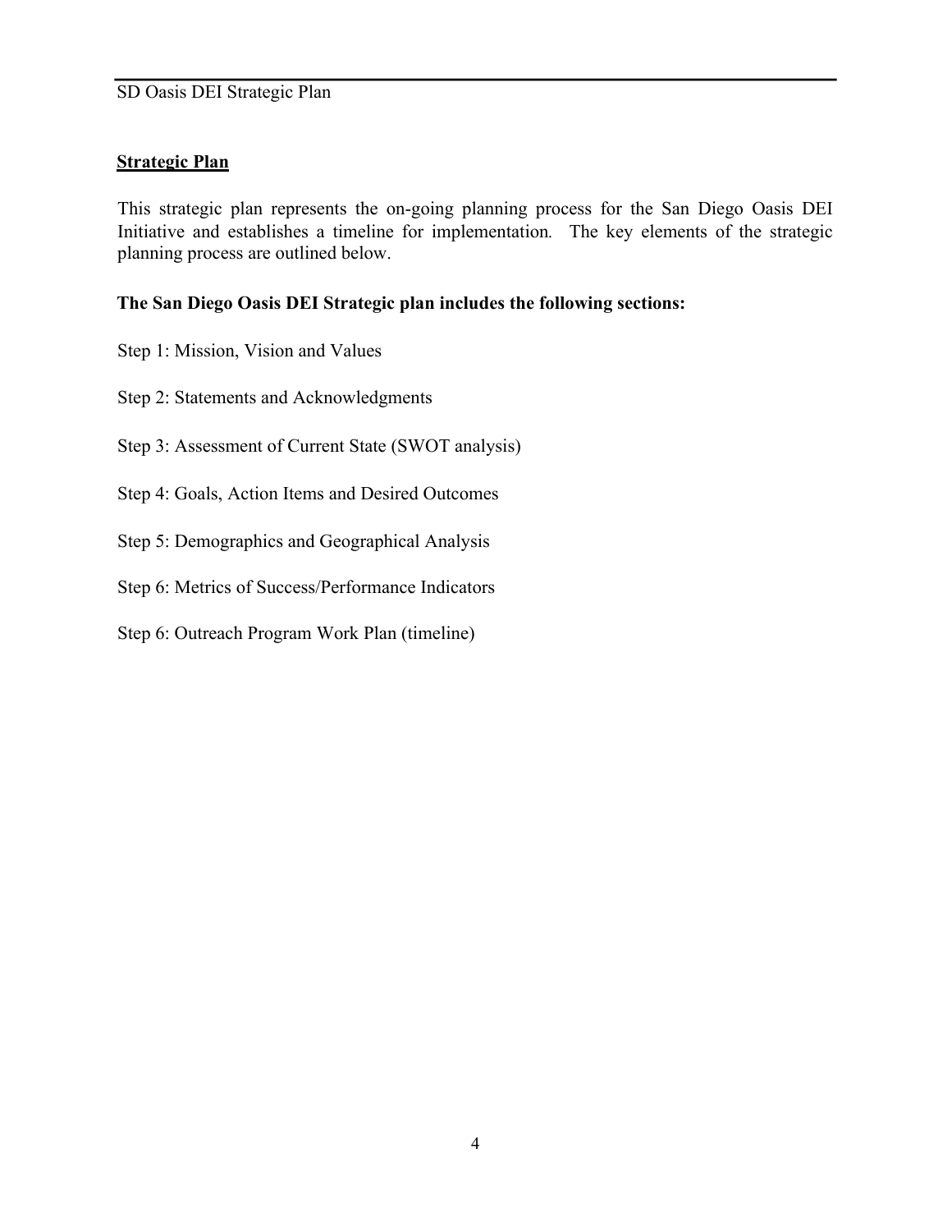## Strategic Plan

This strategic plan represents the on-going planning process for the San Diego Oasis DEI Initiative and establishes a timeline for implementation. The key elements of the strategic planning process are outlined below.

**The San Diego Oasis DEI Strategic plan includes the following sections:**

Step 1: Mission, Vision and Values

Step 2: Statements and Acknowledgments

Step 3: Assessment of Current State (SWOT analysis)

Step 4: Goals, Action Items and Desired Outcomes

Step 5: Demographics and Geographical Analysis

Step 6: Metrics of Success/Performance Indicators

Step 6: Outreach Program Work Plan (timeline)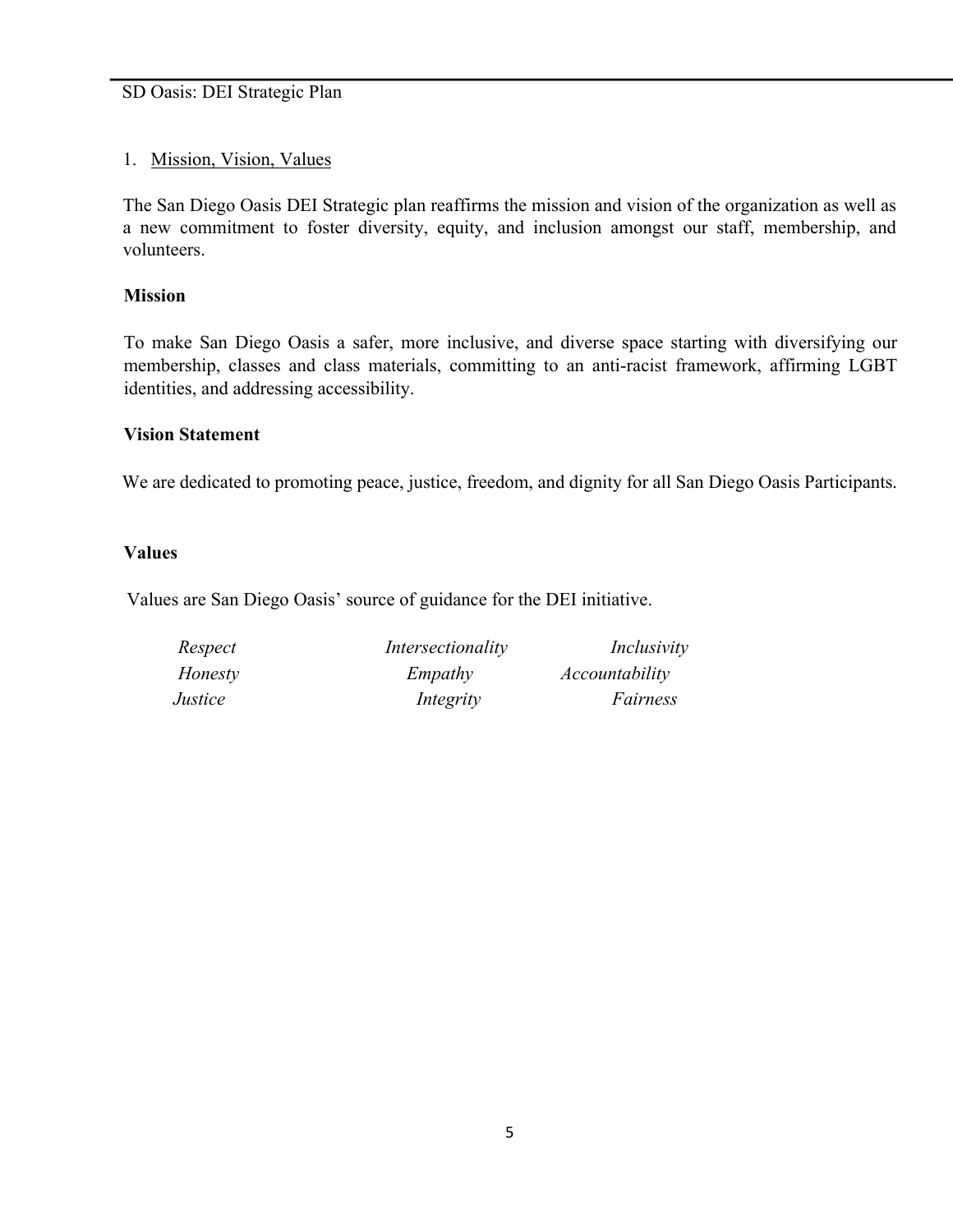## 1. Mission, Vision, Values

The San Diego Oasis DEI Strategic plan reaffirms the mission and vision of the organization as well as a new commitment to foster diversity, equity, and inclusion amongst our staff, membership, and volunteers.

### Mission

To make San Diego Oasis a safer, more inclusive, and diverse space starting with diversifying our membership, classes and class materials, committing to an anti-racist framework, affirming LGBT identities, and addressing accessibility.

### Vision Statement

We are dedicated to promoting peace, justice, freedom, and dignity for all San Diego Oasis Participants.

### Values

Values are San Diego Oasis' source of guidance for the DEI initiative.

| | | |
|---|---|---|
| *Respect* | *Intersectionality* | *Inclusivity* |
| *Honesty* | *Empathy* | *Accountability* |
| *Justice* | *Integrity* | *Fairness* |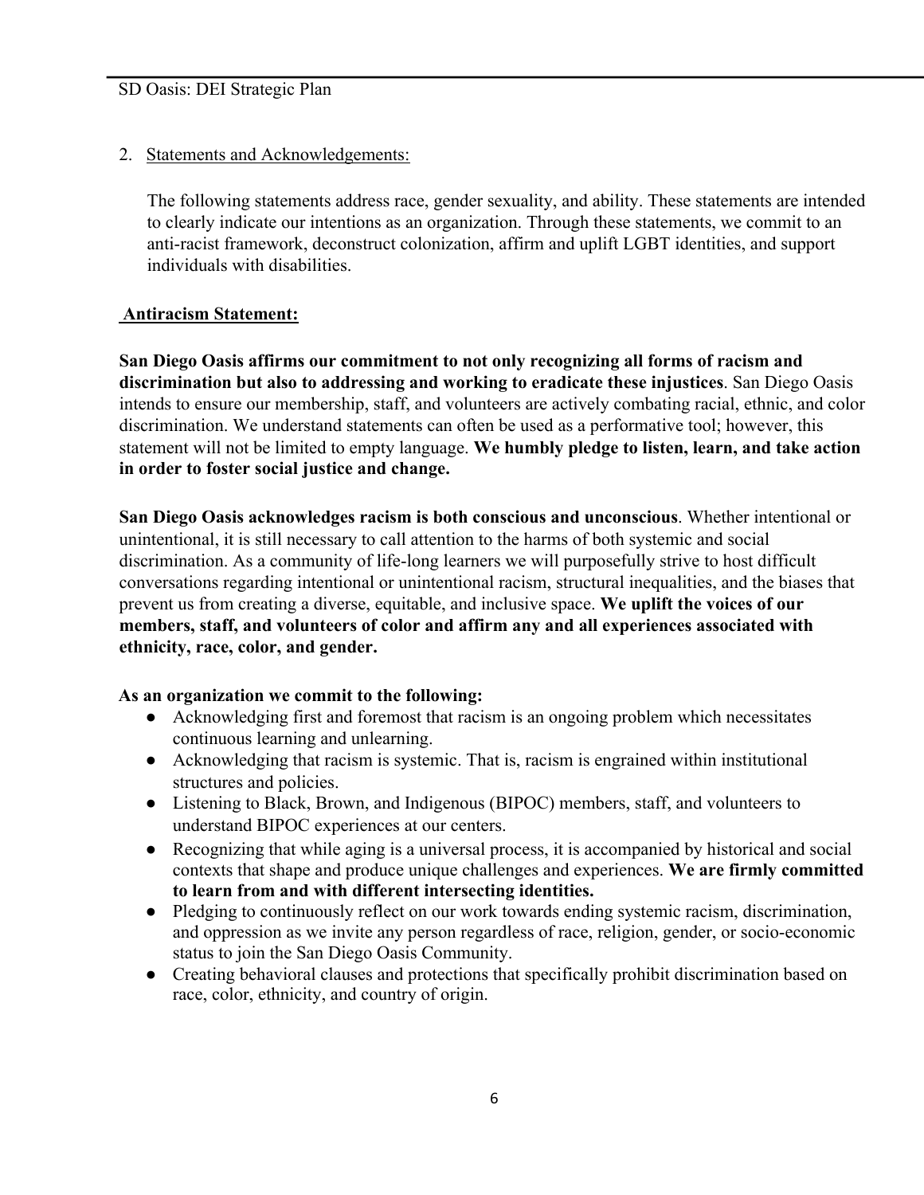2. Statements and Acknowledgements:

The following statements address race, gender sexuality, and ability. These statements are intended to clearly indicate our intentions as an organization. Through these statements, we commit to an anti-racist framework, deconstruct colonization, affirm and uplift LGBT identities, and support individuals with disabilities.

**Antiracism Statement:**

**San Diego Oasis affirms our commitment to not only recognizing all forms of racism and discrimination but also to addressing and working to eradicate these injustices**. San Diego Oasis intends to ensure our membership, staff, and volunteers are actively combating racial, ethnic, and color discrimination. We understand statements can often be used as a performative tool; however, this statement will not be limited to empty language. **We humbly pledge to listen, learn, and take action in order to foster social justice and change.**

**San Diego Oasis acknowledges racism is both conscious and unconscious**. Whether intentional or unintentional, it is still necessary to call attention to the harms of both systemic and social discrimination. As a community of life-long learners we will purposefully strive to host difficult conversations regarding intentional or unintentional racism, structural inequalities, and the biases that prevent us from creating a diverse, equitable, and inclusive space. **We uplift the voices of our members, staff, and volunteers of color and affirm any and all experiences associated with ethnicity, race, color, and gender.**

**As an organization we commit to the following:**

- Acknowledging first and foremost that racism is an ongoing problem which necessitates continuous learning and unlearning.
- Acknowledging that racism is systemic. That is, racism is engrained within institutional structures and policies.
- Listening to Black, Brown, and Indigenous (BIPOC) members, staff, and volunteers to understand BIPOC experiences at our centers.
- Recognizing that while aging is a universal process, it is accompanied by historical and social contexts that shape and produce unique challenges and experiences. **We are firmly committed to learn from and with different intersecting identities.**
- Pledging to continuously reflect on our work towards ending systemic racism, discrimination, and oppression as we invite any person regardless of race, religion, gender, or socio-economic status to join the San Diego Oasis Community.
- Creating behavioral clauses and protections that specifically prohibit discrimination based on race, color, ethnicity, and country of origin.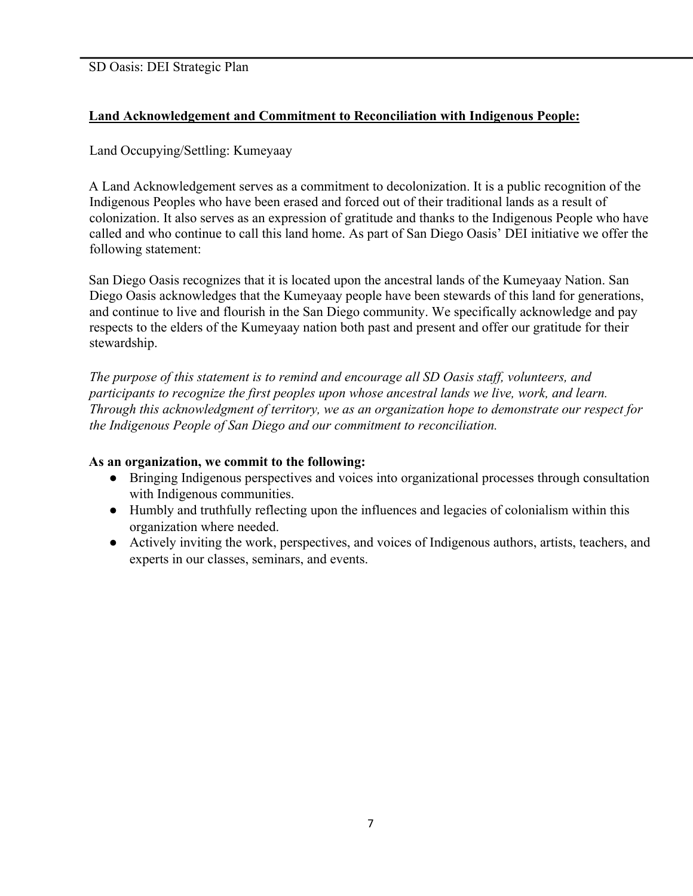## Land Acknowledgement and Commitment to Reconciliation with Indigenous People:

Land Occupying/Settling: Kumeyaay

A Land Acknowledgement serves as a commitment to decolonization. It is a public recognition of the Indigenous Peoples who have been erased and forced out of their traditional lands as a result of colonization. It also serves as an expression of gratitude and thanks to the Indigenous People who have called and who continue to call this land home. As part of San Diego Oasis' DEI initiative we offer the following statement:

San Diego Oasis recognizes that it is located upon the ancestral lands of the Kumeyaay Nation. San Diego Oasis acknowledges that the Kumeyaay people have been stewards of this land for generations, and continue to live and flourish in the San Diego community. We specifically acknowledge and pay respects to the elders of the Kumeyaay nation both past and present and offer our gratitude for their stewardship.

*The purpose of this statement is to remind and encourage all SD Oasis staff, volunteers, and participants to recognize the first peoples upon whose ancestral lands we live, work, and learn. Through this acknowledgment of territory, we as an organization hope to demonstrate our respect for the Indigenous People of San Diego and our commitment to reconciliation.*

**As an organization, we commit to the following:**

- Bringing Indigenous perspectives and voices into organizational processes through consultation with Indigenous communities.
- Humbly and truthfully reflecting upon the influences and legacies of colonialism within this organization where needed.
- Actively inviting the work, perspectives, and voices of Indigenous authors, artists, teachers, and experts in our classes, seminars, and events.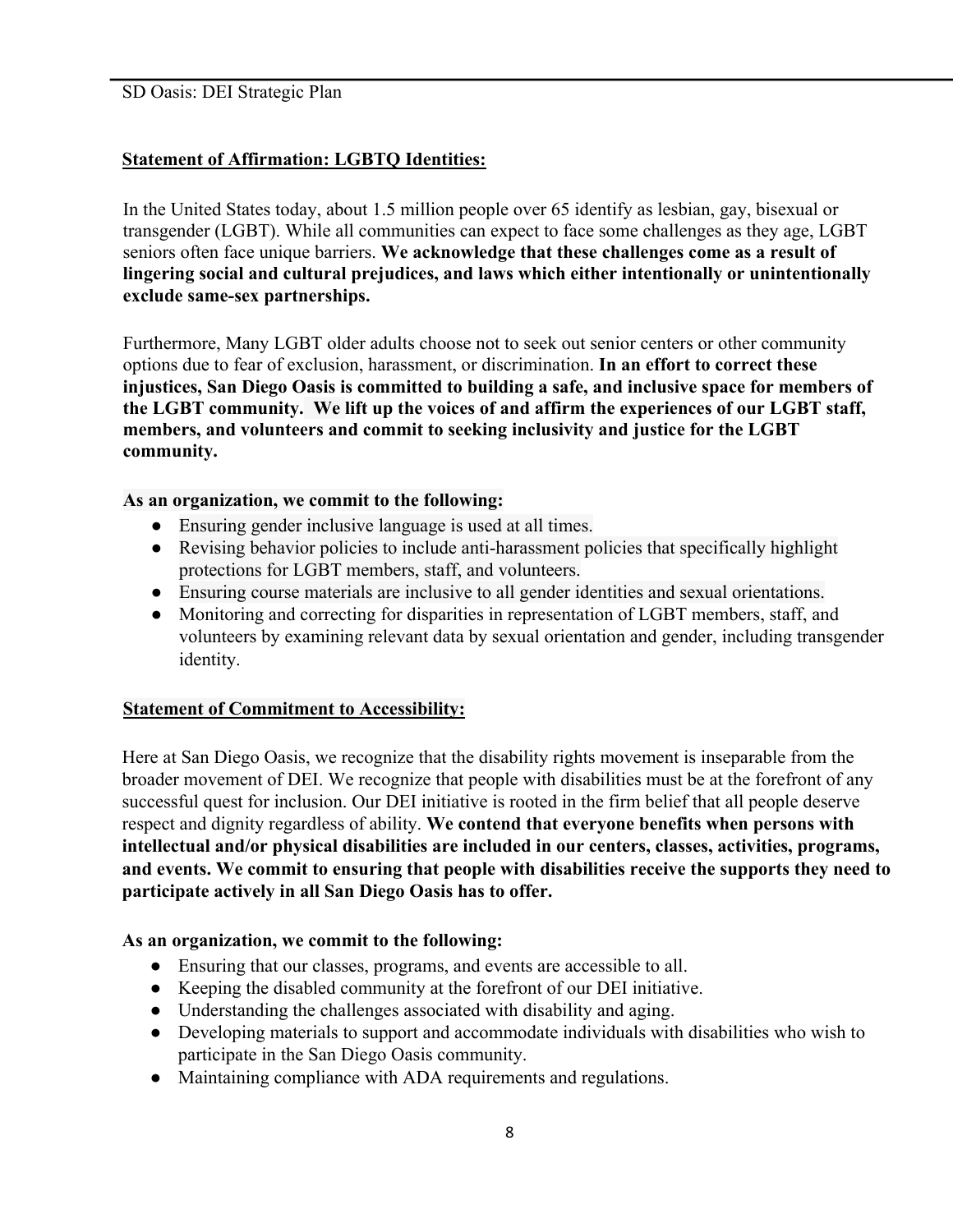## Statement of Affirmation: LGBTQ Identities:

In the United States today, about 1.5 million people over 65 identify as lesbian, gay, bisexual or transgender (LGBT). While all communities can expect to face some challenges as they age, LGBT seniors often face unique barriers. **We acknowledge that these challenges come as a result of lingering social and cultural prejudices, and laws which either intentionally or unintentionally exclude same-sex partnerships.**

Furthermore, Many LGBT older adults choose not to seek out senior centers or other community options due to fear of exclusion, harassment, or discrimination. **In an effort to correct these injustices, San Diego Oasis is committed to building a safe, and inclusive space for members of the LGBT community. We lift up the voices of and affirm the experiences of our LGBT staff, members, and volunteers and commit to seeking inclusivity and justice for the LGBT community.**

**As an organization, we commit to the following:**

- Ensuring gender inclusive language is used at all times.
- Revising behavior policies to include anti-harassment policies that specifically highlight protections for LGBT members, staff, and volunteers.
- Ensuring course materials are inclusive to all gender identities and sexual orientations.
- Monitoring and correcting for disparities in representation of LGBT members, staff, and volunteers by examining relevant data by sexual orientation and gender, including transgender identity.

## Statement of Commitment to Accessibility:

Here at San Diego Oasis, we recognize that the disability rights movement is inseparable from the broader movement of DEI. We recognize that people with disabilities must be at the forefront of any successful quest for inclusion. Our DEI initiative is rooted in the firm belief that all people deserve respect and dignity regardless of ability. **We contend that everyone benefits when persons with intellectual and/or physical disabilities are included in our centers, classes, activities, programs, and events. We commit to ensuring that people with disabilities receive the supports they need to participate actively in all San Diego Oasis has to offer.**

**As an organization, we commit to the following:**

- Ensuring that our classes, programs, and events are accessible to all.
- Keeping the disabled community at the forefront of our DEI initiative.
- Understanding the challenges associated with disability and aging.
- Developing materials to support and accommodate individuals with disabilities who wish to participate in the San Diego Oasis community.
- Maintaining compliance with ADA requirements and regulations.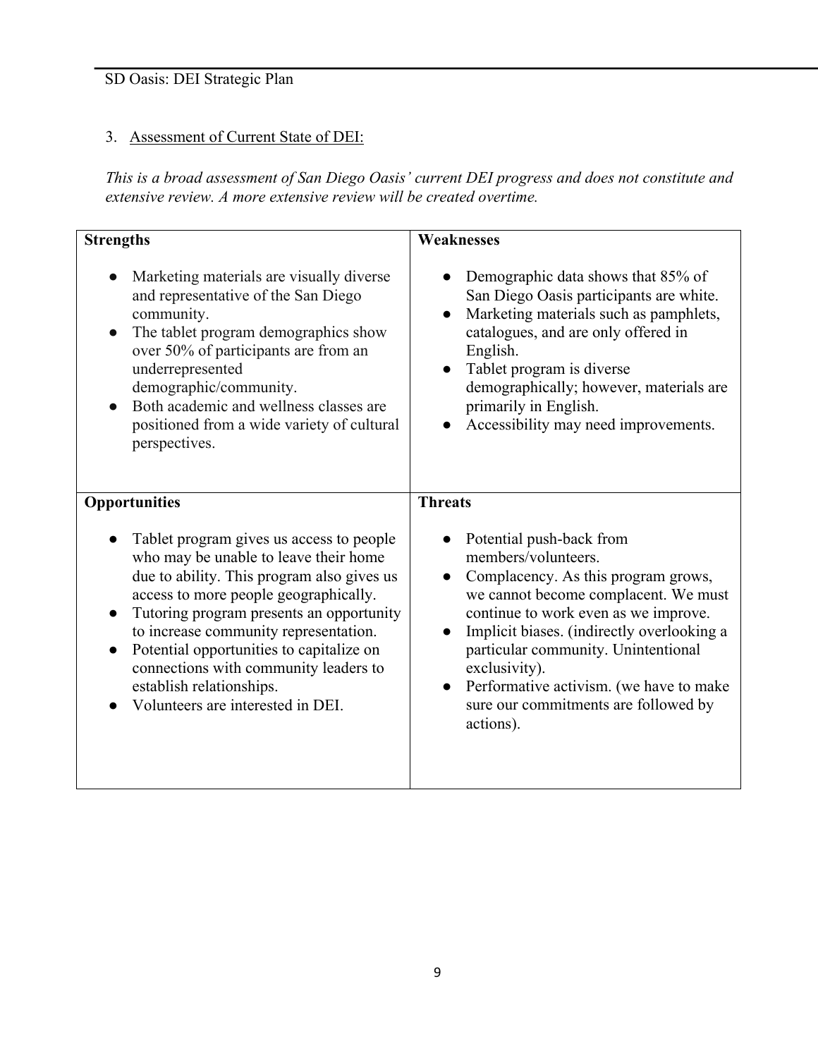3. Assessment of Current State of DEI:

*This is a broad assessment of San Diego Oasis' current DEI progress and does not constitute and extensive review. A more extensive review will be created overtime.*

| **Strengths** | **Weaknesses** |
|---|---|
| ● Marketing materials are visually diverse and representative of the San Diego community.<br>● The tablet program demographics show over 50% of participants are from an underrepresented demographic/community.<br>● Both academic and wellness classes are positioned from a wide variety of cultural perspectives. | ● Demographic data shows that 85% of San Diego Oasis participants are white.<br>● Marketing materials such as pamphlets, catalogues, and are only offered in English.<br>● Tablet program is diverse demographically; however, materials are primarily in English.<br>● Accessibility may need improvements. |
| **Opportunities** | **Threats** |
| ● Tablet program gives us access to people who may be unable to leave their home due to ability. This program also gives us access to more people geographically.<br>● Tutoring program presents an opportunity to increase community representation.<br>● Potential opportunities to capitalize on connections with community leaders to establish relationships.<br>● Volunteers are interested in DEI. | ● Potential push-back from members/volunteers.<br>● Complacency. As this program grows, we cannot become complacent. We must continue to work even as we improve.<br>● Implicit biases. (indirectly overlooking a particular community. Unintentional exclusivity).<br>● Performative activism. (we have to make sure our commitments are followed by actions). |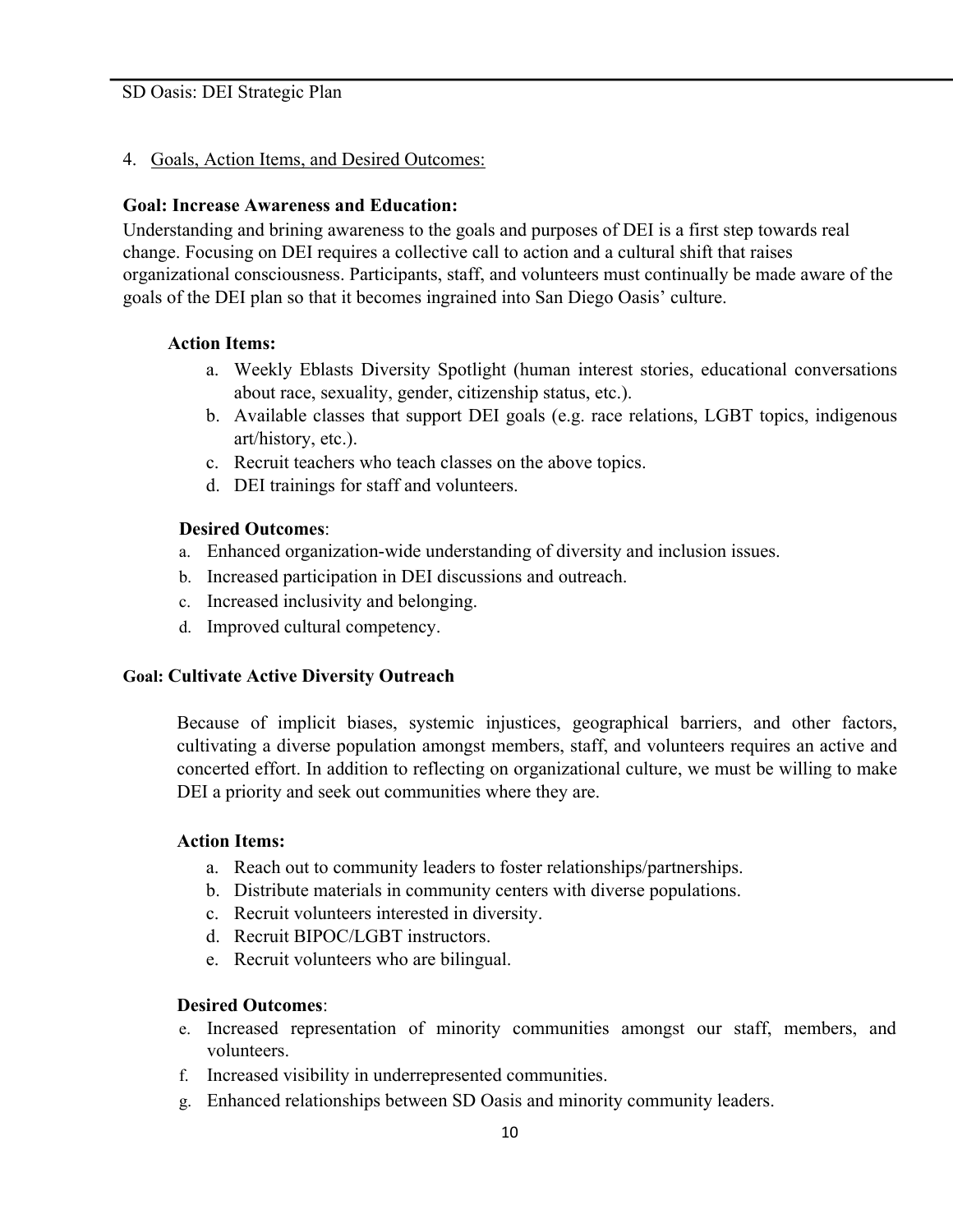4. Goals, Action Items, and Desired Outcomes:

**Goal: Increase Awareness and Education:**

Understanding and brining awareness to the goals and purposes of DEI is a first step towards real change. Focusing on DEI requires a collective call to action and a cultural shift that raises organizational consciousness. Participants, staff, and volunteers must continually be made aware of the goals of the DEI plan so that it becomes ingrained into San Diego Oasis' culture.

**Action Items:**

a. Weekly Eblasts Diversity Spotlight (human interest stories, educational conversations about race, sexuality, gender, citizenship status, etc.).
b. Available classes that support DEI goals (e.g. race relations, LGBT topics, indigenous art/history, etc.).
c. Recruit teachers who teach classes on the above topics.
d. DEI trainings for staff and volunteers.

**Desired Outcomes**:

a. Enhanced organization-wide understanding of diversity and inclusion issues.
b. Increased participation in DEI discussions and outreach.
c. Increased inclusivity and belonging.
d. Improved cultural competency.

**Goal: Cultivate Active Diversity Outreach**

Because of implicit biases, systemic injustices, geographical barriers, and other factors, cultivating a diverse population amongst members, staff, and volunteers requires an active and concerted effort. In addition to reflecting on organizational culture, we must be willing to make DEI a priority and seek out communities where they are.

**Action Items:**

a. Reach out to community leaders to foster relationships/partnerships.
b. Distribute materials in community centers with diverse populations.
c. Recruit volunteers interested in diversity.
d. Recruit BIPOC/LGBT instructors.
e. Recruit volunteers who are bilingual.

**Desired Outcomes**:

e. Increased representation of minority communities amongst our staff, members, and volunteers.
f. Increased visibility in underrepresented communities.
g. Enhanced relationships between SD Oasis and minority community leaders.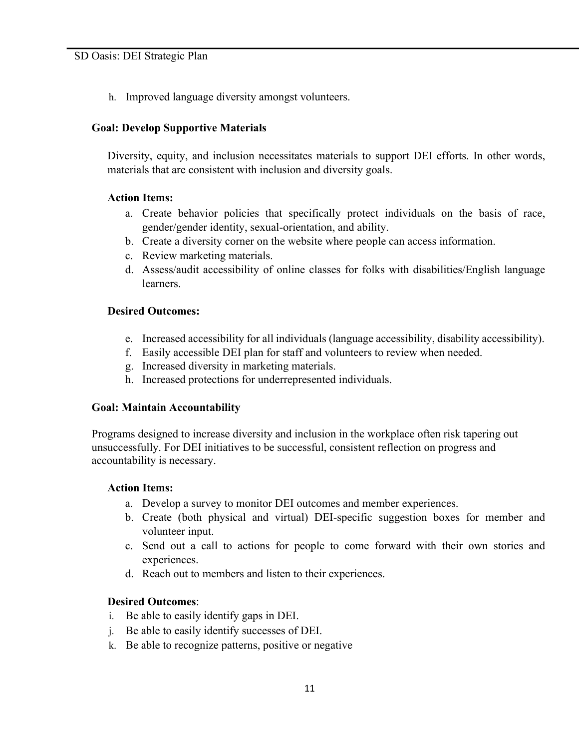h. Improved language diversity amongst volunteers.

### Goal: Develop Supportive Materials

Diversity, equity, and inclusion necessitates materials to support DEI efforts. In other words, materials that are consistent with inclusion and diversity goals.

**Action Items:**

a. Create behavior policies that specifically protect individuals on the basis of race, gender/gender identity, sexual-orientation, and ability.
b. Create a diversity corner on the website where people can access information.
c. Review marketing materials.
d. Assess/audit accessibility of online classes for folks with disabilities/English language learners.

**Desired Outcomes:**

e. Increased accessibility for all individuals (language accessibility, disability accessibility).
f. Easily accessible DEI plan for staff and volunteers to review when needed.
g. Increased diversity in marketing materials.
h. Increased protections for underrepresented individuals.

### Goal: Maintain Accountability

Programs designed to increase diversity and inclusion in the workplace often risk tapering out unsuccessfully. For DEI initiatives to be successful, consistent reflection on progress and accountability is necessary.

**Action Items:**

a. Develop a survey to monitor DEI outcomes and member experiences.
b. Create (both physical and virtual) DEI-specific suggestion boxes for member and volunteer input.
c. Send out a call to actions for people to come forward with their own stories and experiences.
d. Reach out to members and listen to their experiences.

**Desired Outcomes**:

i. Be able to easily identify gaps in DEI.
j. Be able to easily identify successes of DEI.
k. Be able to recognize patterns, positive or negative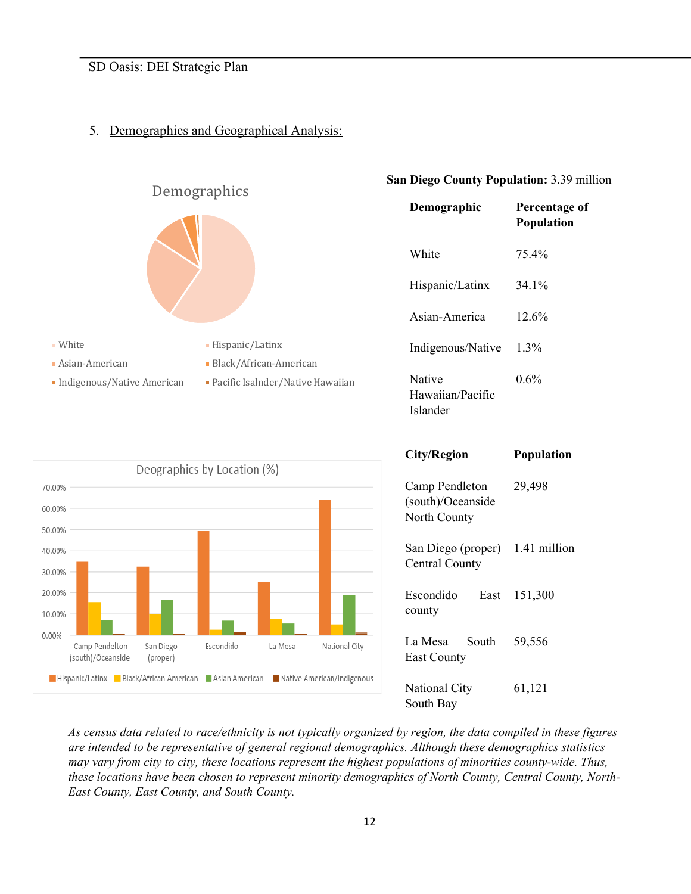## 5. Demographics and Geographical Analysis:

Demographics

- White
- Hispanic/Latinx
- Asian-American
- Black/African-American
- Indigenous/Native American
- Pacific Isalnder/Native Hawaiian

**San Diego County Population:** 3.39 million

| Demographic | Percentage of Population |
|---|---|
| White | 75.4% |
| Hispanic/Latinx | 34.1% |
| Asian-America | 12.6% |
| Indigenous/Native | 1.3% |
| Native Hawaiian/Pacific Islander | 0.6% |

Deographics by Location (%)

Camp Pendelton (south)/Oceanside, San Diego (proper), Escondido, La Mesa, National City

Hispanic/Latinx, Black/African American, Asian American, Native American/Indigenous

| City/Region | Population |
|---|---|
| Camp Pendleton (south)/Oceanside North County | 29,498 |
| San Diego (proper) Central County | 1.41 million |
| Escondido East county | 151,300 |
| La Mesa South East County | 59,556 |
| National City South Bay | 61,121 |

*As census data related to race/ethnicity is not typically organized by region, the data compiled in these figures are intended to be representative of general regional demographics. Although these demographics statistics may vary from city to city, these locations represent the highest populations of minorities county-wide. Thus, these locations have been chosen to represent minority demographics of North County, Central County, North-East County, East County, and South County.*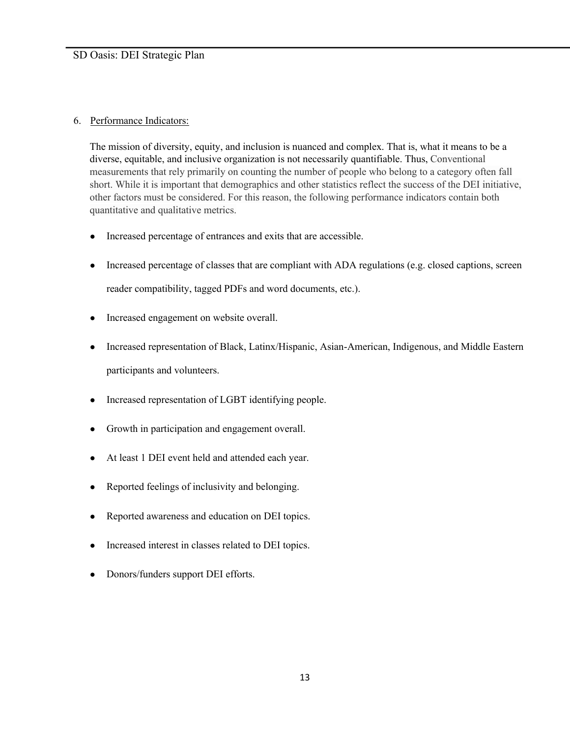6. <u>Performance Indicators:</u>

The mission of diversity, equity, and inclusion is nuanced and complex. That is, what it means to be a diverse, equitable, and inclusive organization is not necessarily quantifiable. Thus, Conventional measurements that rely primarily on counting the number of people who belong to a category often fall short. While it is important that demographics and other statistics reflect the success of the DEI initiative, other factors must be considered. For this reason, the following performance indicators contain both quantitative and qualitative metrics.

- Increased percentage of entrances and exits that are accessible.
- Increased percentage of classes that are compliant with ADA regulations (e.g. closed captions, screen reader compatibility, tagged PDFs and word documents, etc.).
- Increased engagement on website overall.
- Increased representation of Black, Latinx/Hispanic, Asian-American, Indigenous, and Middle Eastern participants and volunteers.
- Increased representation of LGBT identifying people.
- Growth in participation and engagement overall.
- At least 1 DEI event held and attended each year.
- Reported feelings of inclusivity and belonging.
- Reported awareness and education on DEI topics.
- Increased interest in classes related to DEI topics.
- Donors/funders support DEI efforts.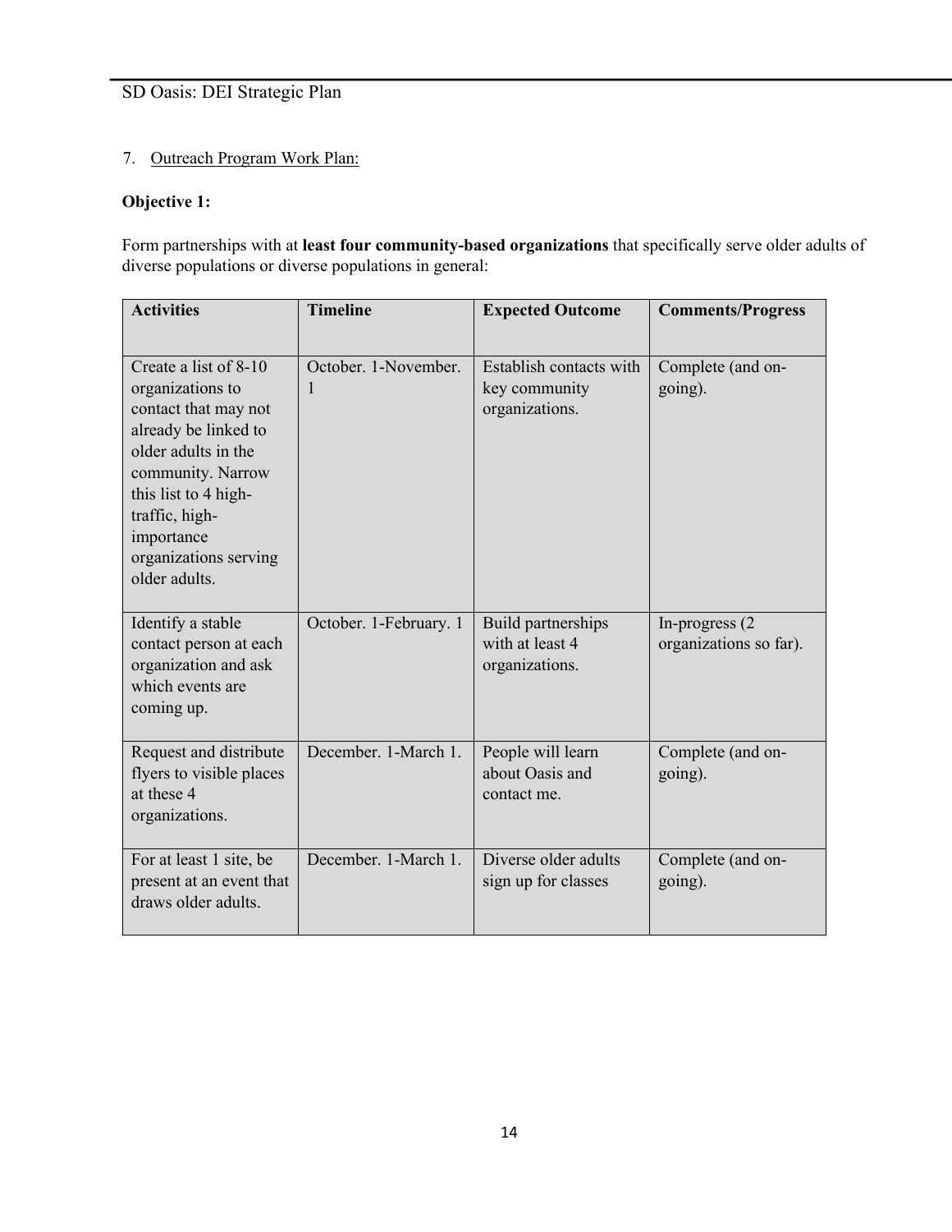7. Outline: Outreach Program Work Plan:

**Objective 1:**

Form partnerships with at **least four community-based organizations** that specifically serve older adults of diverse populations or diverse populations in general:

| Activities | Timeline | Expected Outcome | Comments/Progress |
|---|---|---|---|
| Create a list of 8-10 organizations to contact that may not already be linked to older adults in the community. Narrow this list to 4 high-traffic, high-importance organizations serving older adults. | October. 1-November. 1 | Establish contacts with key community organizations. | Complete (and on-going). |
| Identify a stable contact person at each organization and ask which events are coming up. | October. 1-February. 1 | Build partnerships with at least 4 organizations. | In-progress (2 organizations so far). |
| Request and distribute flyers to visible places at these 4 organizations. | December. 1-March 1. | People will learn about Oasis and contact me. | Complete (and on-going). |
| For at least 1 site, be present at an event that draws older adults. | December. 1-March 1. | Diverse older adults sign up for classes | Complete (and on-going). |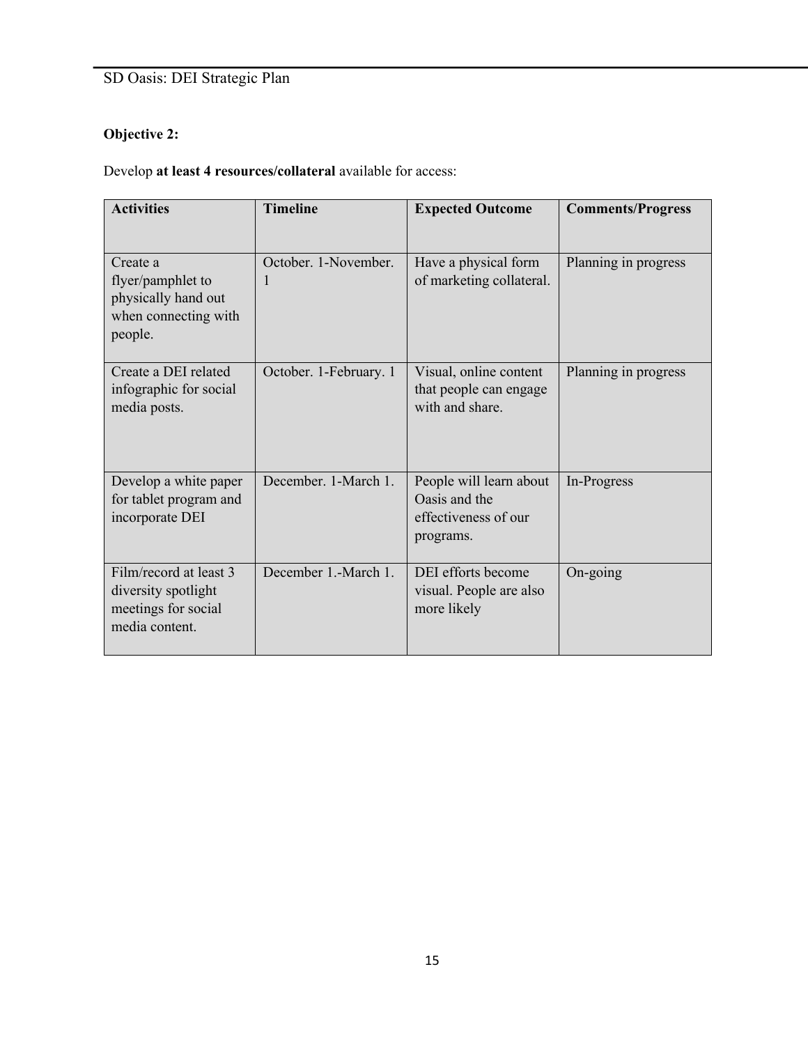**Objective 2:**

Develop **at least 4 resources/collateral** available for access:

| Activities | Timeline | Expected Outcome | Comments/Progress |
|---|---|---|---|
| Create a flyer/pamphlet to physically hand out when connecting with people. | October. 1-November. 1 | Have a physical form of marketing collateral. | Planning in progress |
| Create a DEI related infographic for social media posts. | October. 1-February. 1 | Visual, online content that people can engage with and share. | Planning in progress |
| Develop a white paper for tablet program and incorporate DEI | December. 1-March 1. | People will learn about Oasis and the effectiveness of our programs. | In-Progress |
| Film/record at least 3 diversity spotlight meetings for social media content. | December 1.-March 1. | DEI efforts become visual. People are also more likely | On-going |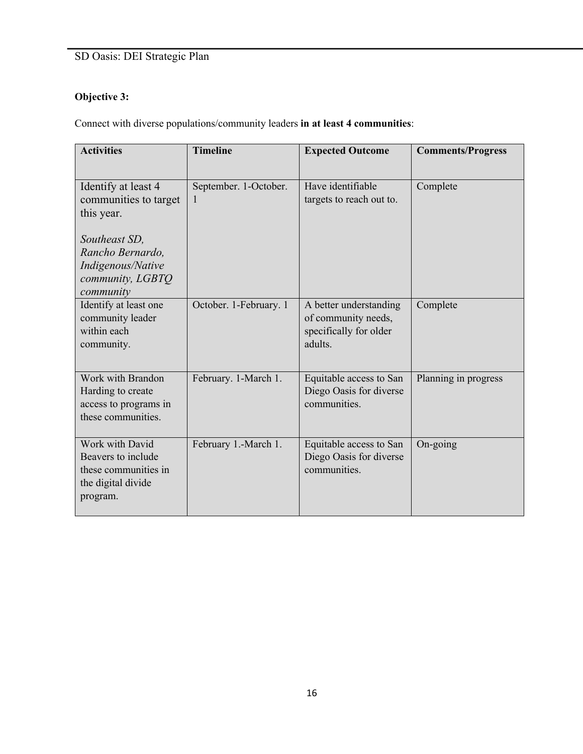**Objective 3:**

Connect with diverse populations/community leaders **in at least 4 communities**:

| **Activities** | **Timeline** | **Expected Outcome** | **Comments/Progress** |
|---|---|---|---|
| Identify at least 4 communities to target this year.<br><br>*Southeast SD, Rancho Bernardo, Indigenous/Native community, LGBTQ community* | September. 1-October. 1 | Have identifiable targets to reach out to. | Complete |
| Identify at least one community leader within each community. | October. 1-February. 1 | A better understanding of community needs, specifically for older adults. | Complete |
| Work with Brandon Harding to create access to programs in these communities. | February. 1-March 1. | Equitable access to San Diego Oasis for diverse communities. | Planning in progress |
| Work with David Beavers to include these communities in the digital divide program. | February 1.-March 1. | Equitable access to San Diego Oasis for diverse communities. | On-going |